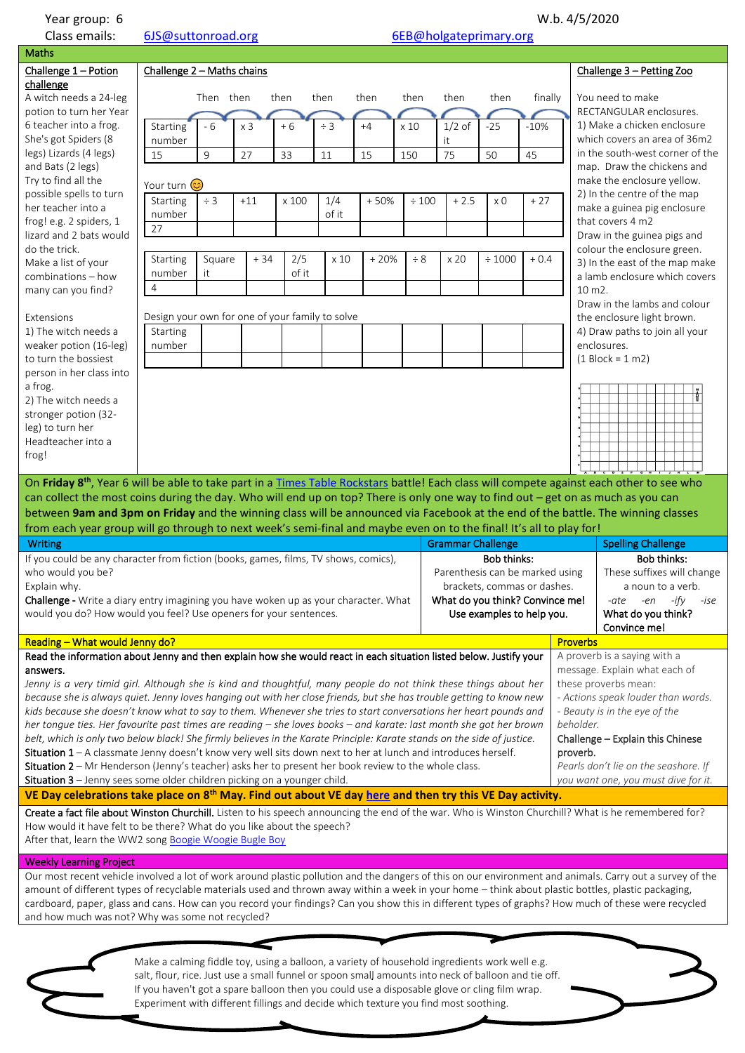Year group: 6 W.b. 4/5/2020

Class emails: 6JS@suttonroad.org 6EB@holgateprimary.org

## Maths

### Challenge 1 – Potion challenge

A witch needs a 24-leg potion to turn her Year 6 teacher into a frog. She's got Spiders (8 legs) Lizards (4 legs) and Bats (2 legs)

Try to find all the possible spells to turn her teacher into a frog! e.g. 2 spiders, 1 lizard and 2 bats would do the trick.

Make a list of your combinations – how many can you find?

Extensions

1) The witch needs a weaker potion (16-leg) to turn the bossiest person in her class into a frog.

2) The witch needs a stronger potion (32-leg) to turn her Headteacher into a frog!

### Challenge 2 – Maths chains

| | Then | then | then | then | then | then | then | then | finally |
|---|---|---|---|---|---|---|---|---|---|
| Starting number | - 6 | x 3 | + 6 | ÷ 3 | +4 | x 10 | 1/2 of it | -25 | -10% |
| 15 | 9 | 27 | 33 | 11 | 15 | 150 | 75 | 50 | 45 |

Your turn 😊

| Starting number | ÷ 3 | +11 | x 100 | 1/4 of it | + 50% | ÷ 100 | + 2.5 | x 0 | + 27 |
|---|---|---|---|---|---|---|---|---|---|
| 27 | | | | | | | | | |

| Starting number | Square it | + 34 | 2/5 of it | x 10 | + 20% | ÷ 8 | x 20 | ÷ 1000 | + 0.4 |
|---|---|---|---|---|---|---|---|---|---|
| 4 | | | | | | | | | |

Design your own for one of your family to solve

| Starting number | | | | | | | | | |
|---|---|---|---|---|---|---|---|---|---|
| | | | | | | | | | |

### Challenge 3 – Petting Zoo

You need to make RECTANGULAR enclosures.

1) Make a chicken enclosure which covers an area of 36m2 in the south-west corner of the map. Draw the chickens and make the enclosure yellow.

2) In the centre of the map make a guinea pig enclosure that covers 4 m2

Draw in the guinea pigs and colour the enclosure green.

3) In the east of the map make a lamb enclosure which covers 10 m2.

Draw in the lambs and colour the enclosure light brown.

4) Draw paths to join all your enclosures.

(1 Block = 1 m2)

On **Friday 8th**, Year 6 will be able to take part in a Times Table Rockstars battle! Each class will compete against each other to see who can collect the most coins during the day. Who will end up on top? There is only one way to find out – get on as much as you can between **9am and 3pm on Friday** and the winning class will be announced via Facebook at the end of the battle. The winning classes from each year group will go through to next week's semi-final and maybe even on to the final! It's all to play for!

## Writing

If you could be any character from fiction (books, games, films, TV shows, comics), who would you be?

Explain why.

**Challenge** - Write a diary entry imagining you have woken up as your character. What would you do? How would you feel? Use openers for your sentences.

## Grammar Challenge

**Bob thinks:**

Parenthesis can be marked using brackets, commas or dashes.

**What do you think? Convince me! Use examples to help you.**

## Spelling Challenge

**Bob thinks:**

These suffixes will change a noun to a verb.

*-ate -en -ify -ise*

**What do you think? Convince me!**

## Reading – What would Jenny do?

**Read the information about Jenny and then explain how she would react in each situation listed below. Justify your answers.**

*Jenny is a very timid girl. Although she is kind and thoughtful, many people do not think these things about her because she is always quiet. Jenny loves hanging out with her close friends, but she has trouble getting to know new kids because she doesn't know what to say to them. Whenever she tries to start conversations her heart pounds and her tongue ties. Her favourite past times are reading – she loves books – and karate: last month she got her brown belt, which is only two below black! She firmly believes in the Karate Principle: Karate stands on the side of justice.*

**Situation 1** – A classmate Jenny doesn't know very well sits down next to her at lunch and introduces herself.

**Situation 2** – Mr Henderson (Jenny's teacher) asks her to present her book review to the whole class.

**Situation 3** – Jenny sees some older children picking on a younger child.

## Proverbs

A proverb is a saying with a message. Explain what each of these proverbs mean:

*- Actions speak louder than words.*

*- Beauty is in the eye of the beholder.*

**Challenge – Explain this Chinese proverb.**

*Pearls don't lie on the seashore. If you want one, you must dive for it.*

## VE Day celebrations take place on 8th May. Find out about VE day here and then try this VE Day activity.

**Create a fact file about Winston Churchill.** Listen to his speech announcing the end of the war. Who is Winston Churchill? What is he remembered for? How would it have felt to be there? What do you like about the speech?

After that, learn the WW2 song Boogie Woogie Bugle Boy

## Weekly Learning Project

Our most recent vehicle involved a lot of work around plastic pollution and the dangers of this on our environment and animals. Carry out a survey of the amount of different types of recyclable materials used and thrown away within a week in your home – think about plastic bottles, plastic packaging, cardboard, paper, glass and cans. How can you record your findings? Can you show this in different types of graphs? How much of these were recycled and how much was not? Why was some not recycled?

Make a calming fiddle toy, using a balloon, a variety of household ingredients work well e.g. salt, flour, rice. Just use a small funnel or spoon small amounts into neck of balloon and tie off. If you haven't got a spare balloon then you could use a disposable glove or cling film wrap. Experiment with different fillings and decide which texture you find most soothing.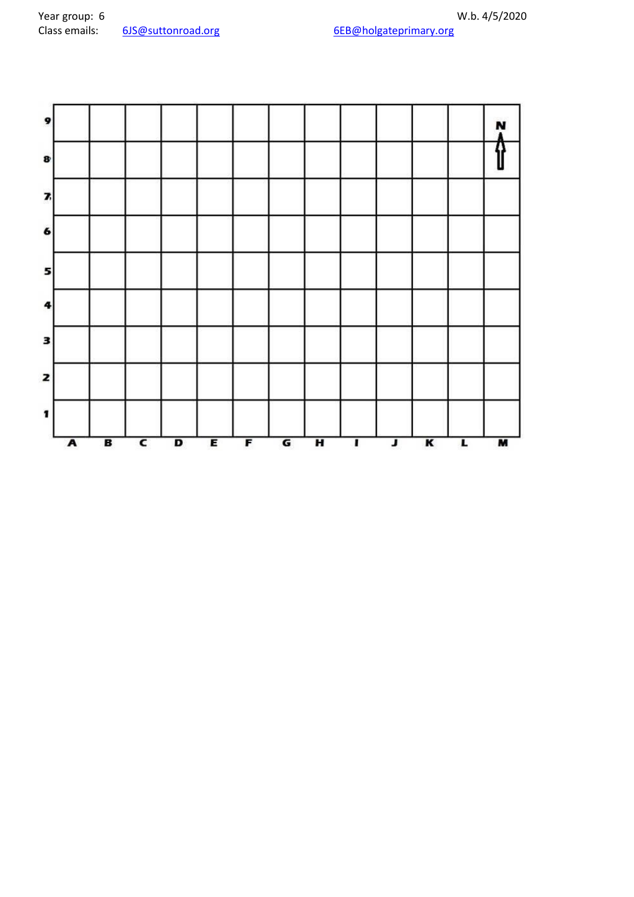| | | | | | | | | | | | | | |
|---|---|---|---|---|---|---|---|---|---|---|---|---|---|
| 9 | | | | | | | | | | | | | N |
| 8 | | | | | | | | | | | | | |
| 7 | | | | | | | | | | | | | |
| 6 | | | | | | | | | | | | | |
| 5 | | | | | | | | | | | | | |
| 4 | | | | | | | | | | | | | |
| 3 | | | | | | | | | | | | | |
| 2 | | | | | | | | | | | | | |
| 1 | | | | | | | | | | | | | |
| | A | B | C | D | E | F | G | H | I | J | K | L | M |